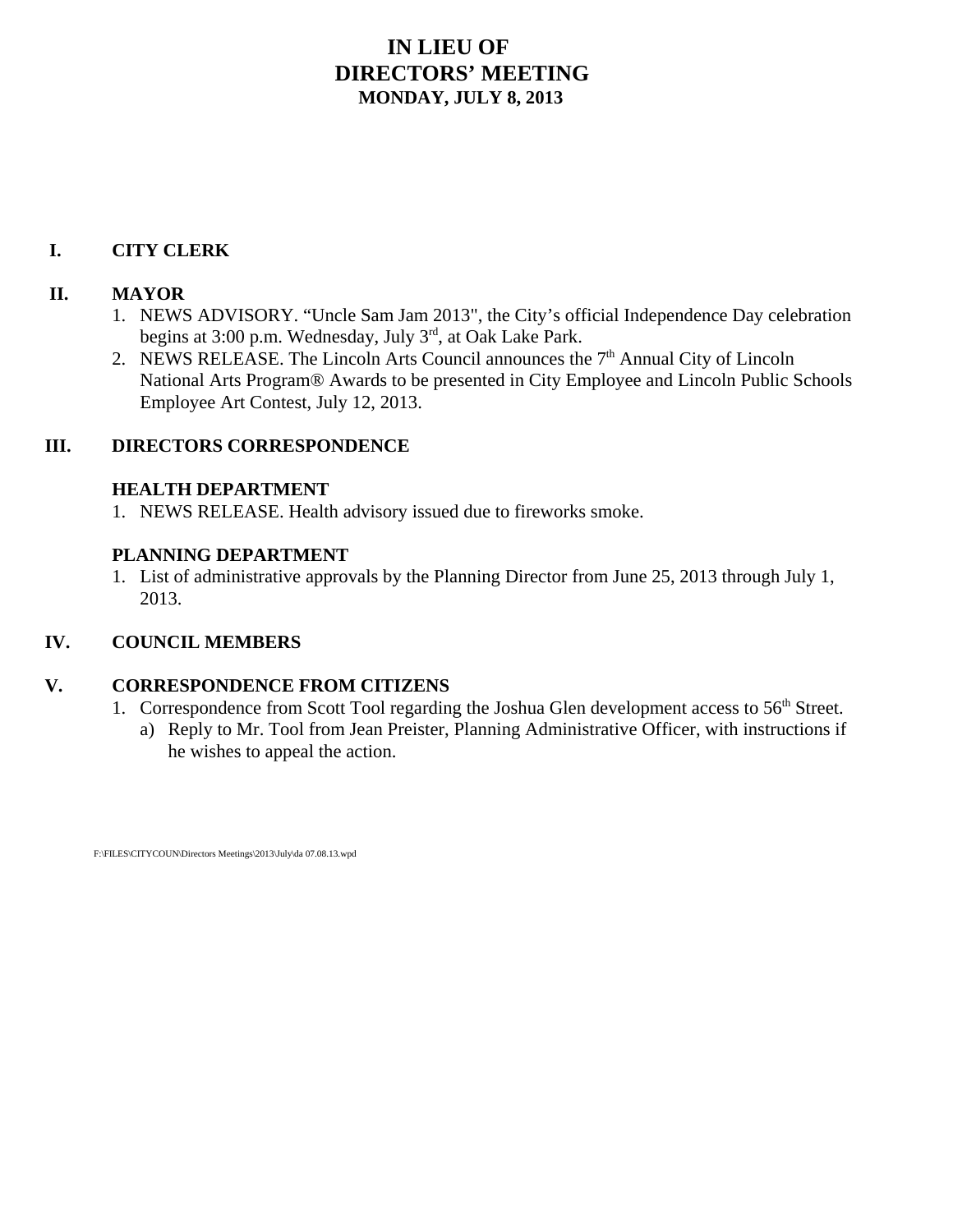# IN LIEU OF
# DIRECTORS' MEETING
### MONDAY, JULY 8, 2013

## I. CITY CLERK

## II. MAYOR

1. NEWS ADVISORY. "Uncle Sam Jam 2013", the City's official Independence Day celebration begins at 3:00 p.m. Wednesday, July 3rd, at Oak Lake Park.
2. NEWS RELEASE. The Lincoln Arts Council announces the 7th Annual City of Lincoln National Arts Program® Awards to be presented in City Employee and Lincoln Public Schools Employee Art Contest, July 12, 2013.

## III. DIRECTORS CORRESPONDENCE

### HEALTH DEPARTMENT

1. NEWS RELEASE. Health advisory issued due to fireworks smoke.

### PLANNING DEPARTMENT

1. List of administrative approvals by the Planning Director from June 25, 2013 through July 1, 2013.

## IV. COUNCIL MEMBERS

## V. CORRESPONDENCE FROM CITIZENS

1. Correspondence from Scott Tool regarding the Joshua Glen development access to 56th Street.
   a) Reply to Mr. Tool from Jean Preister, Planning Administrative Officer, with instructions if he wishes to appeal the action.

F:\FILES\CITYCOUN\Directors Meetings\2013\July\da 07.08.13.wpd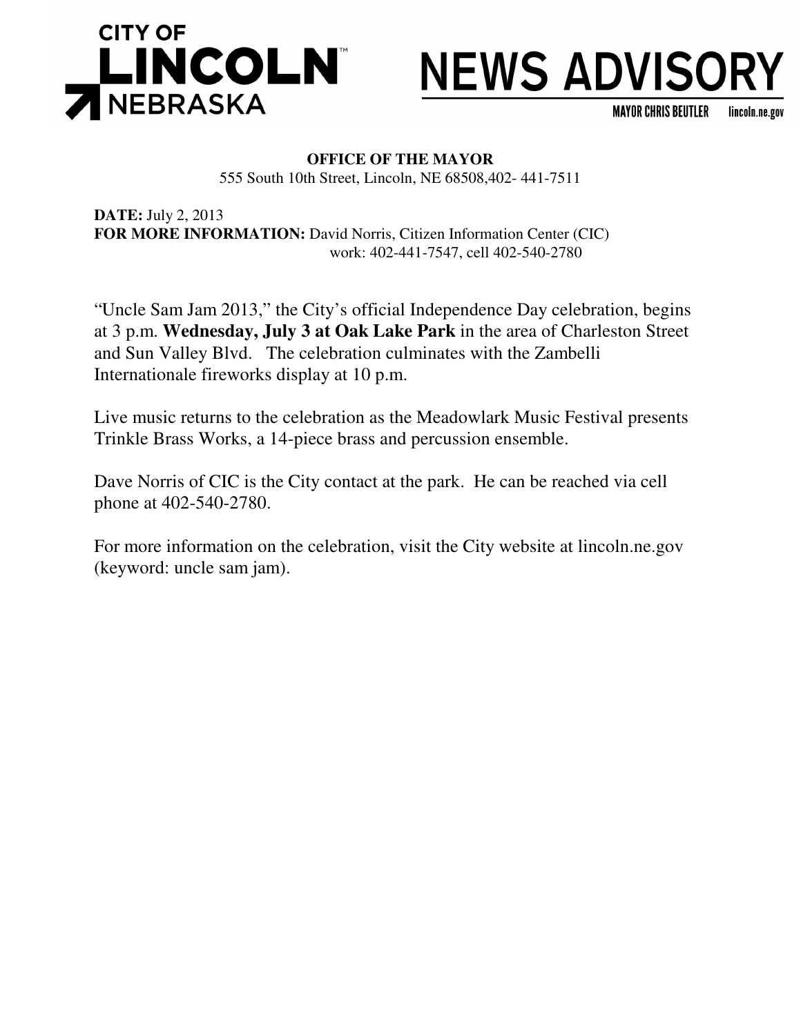# CITY OF LINCOLN NEBRASKA

# NEWS ADVISORY

MAYOR CHRIS BEUTLER lincoln.ne.gov

**OFFICE OF THE MAYOR**
555 South 10th Street, Lincoln, NE 68508,402- 441-7511

**DATE:** July 2, 2013
**FOR MORE INFORMATION:** David Norris, Citizen Information Center (CIC)
work: 402-441-7547, cell 402-540-2780

"Uncle Sam Jam 2013," the City's official Independence Day celebration, begins at 3 p.m. **Wednesday, July 3 at Oak Lake Park** in the area of Charleston Street and Sun Valley Blvd. The celebration culminates with the Zambelli Internationale fireworks display at 10 p.m.

Live music returns to the celebration as the Meadowlark Music Festival presents Trinkle Brass Works, a 14-piece brass and percussion ensemble.

Dave Norris of CIC is the City contact at the park. He can be reached via cell phone at 402-540-2780.

For more information on the celebration, visit the City website at lincoln.ne.gov (keyword: uncle sam jam).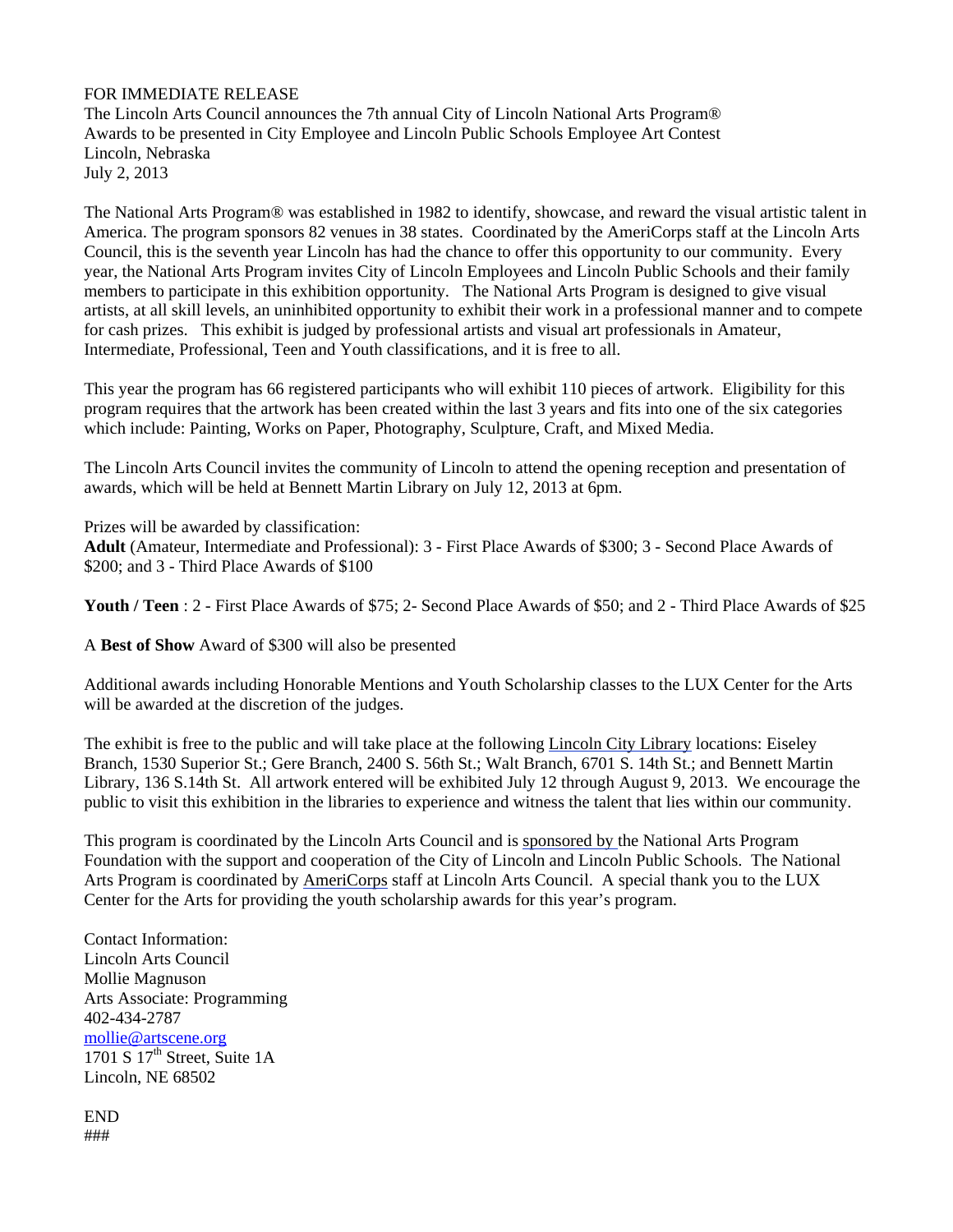FOR IMMEDIATE RELEASE
The Lincoln Arts Council announces the 7th annual City of Lincoln National Arts Program® Awards to be presented in City Employee and Lincoln Public Schools Employee Art Contest
Lincoln, Nebraska
July 2, 2013

The National Arts Program® was established in 1982 to identify, showcase, and reward the visual artistic talent in America. The program sponsors 82 venues in 38 states. Coordinated by the AmeriCorps staff at the Lincoln Arts Council, this is the seventh year Lincoln has had the chance to offer this opportunity to our community. Every year, the National Arts Program invites City of Lincoln Employees and Lincoln Public Schools and their family members to participate in this exhibition opportunity. The National Arts Program is designed to give visual artists, at all skill levels, an uninhibited opportunity to exhibit their work in a professional manner and to compete for cash prizes. This exhibit is judged by professional artists and visual art professionals in Amateur, Intermediate, Professional, Teen and Youth classifications, and it is free to all.

This year the program has 66 registered participants who will exhibit 110 pieces of artwork. Eligibility for this program requires that the artwork has been created within the last 3 years and fits into one of the six categories which include: Painting, Works on Paper, Photography, Sculpture, Craft, and Mixed Media.

The Lincoln Arts Council invites the community of Lincoln to attend the opening reception and presentation of awards, which will be held at Bennett Martin Library on July 12, 2013 at 6pm.

Prizes will be awarded by classification:
**Adult** (Amateur, Intermediate and Professional): 3 - First Place Awards of $300; 3 - Second Place Awards of $200; and 3 - Third Place Awards of $100

**Youth / Teen** : 2 - First Place Awards of $75; 2- Second Place Awards of $50; and 2 - Third Place Awards of $25

A **Best of Show** Award of $300 will also be presented

Additional awards including Honorable Mentions and Youth Scholarship classes to the LUX Center for the Arts will be awarded at the discretion of the judges.

The exhibit is free to the public and will take place at the following Lincoln City Library locations: Eiseley Branch, 1530 Superior St.; Gere Branch, 2400 S. 56th St.; Walt Branch, 6701 S. 14th St.; and Bennett Martin Library, 136 S.14th St. All artwork entered will be exhibited July 12 through August 9, 2013. We encourage the public to visit this exhibition in the libraries to experience and witness the talent that lies within our community.

This program is coordinated by the Lincoln Arts Council and is sponsored by the National Arts Program Foundation with the support and cooperation of the City of Lincoln and Lincoln Public Schools. The National Arts Program is coordinated by AmeriCorps staff at Lincoln Arts Council. A special thank you to the LUX Center for the Arts for providing the youth scholarship awards for this year's program.

Contact Information:
Lincoln Arts Council
Mollie Magnuson
Arts Associate: Programming
402-434-2787
mollie@artscene.org
1701 S 17th Street, Suite 1A
Lincoln, NE 68502

END
###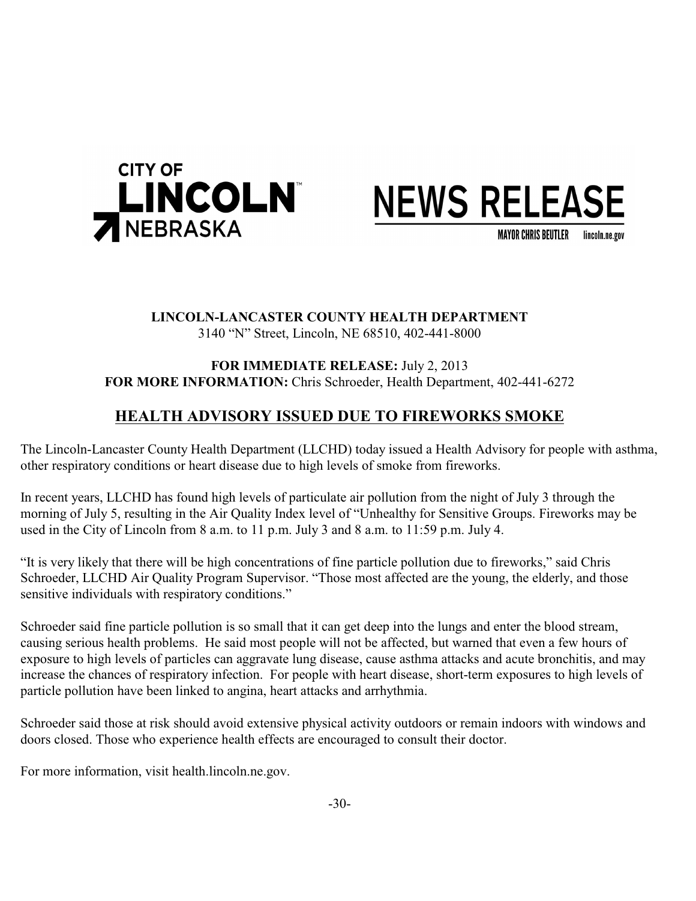CITY OF LINCOLN NEBRASKA

# NEWS RELEASE

MAYOR CHRIS BEUTLER lincoln.ne.gov

**LINCOLN-LANCASTER COUNTY HEALTH DEPARTMENT**
3140 "N" Street, Lincoln, NE 68510, 402-441-8000

**FOR IMMEDIATE RELEASE:** July 2, 2013
**FOR MORE INFORMATION:** Chris Schroeder, Health Department, 402-441-6272

## HEALTH ADVISORY ISSUED DUE TO FIREWORKS SMOKE

The Lincoln-Lancaster County Health Department (LLCHD) today issued a Health Advisory for people with asthma, other respiratory conditions or heart disease due to high levels of smoke from fireworks.

In recent years, LLCHD has found high levels of particulate air pollution from the night of July 3 through the morning of July 5, resulting in the Air Quality Index level of "Unhealthy for Sensitive Groups. Fireworks may be used in the City of Lincoln from 8 a.m. to 11 p.m. July 3 and 8 a.m. to 11:59 p.m. July 4.

"It is very likely that there will be high concentrations of fine particle pollution due to fireworks," said Chris Schroeder, LLCHD Air Quality Program Supervisor. "Those most affected are the young, the elderly, and those sensitive individuals with respiratory conditions."

Schroeder said fine particle pollution is so small that it can get deep into the lungs and enter the blood stream, causing serious health problems. He said most people will not be affected, but warned that even a few hours of exposure to high levels of particles can aggravate lung disease, cause asthma attacks and acute bronchitis, and may increase the chances of respiratory infection. For people with heart disease, short-term exposures to high levels of particle pollution have been linked to angina, heart attacks and arrhythmia.

Schroeder said those at risk should avoid extensive physical activity outdoors or remain indoors with windows and doors closed. Those who experience health effects are encouraged to consult their doctor.

For more information, visit health.lincoln.ne.gov.

-30-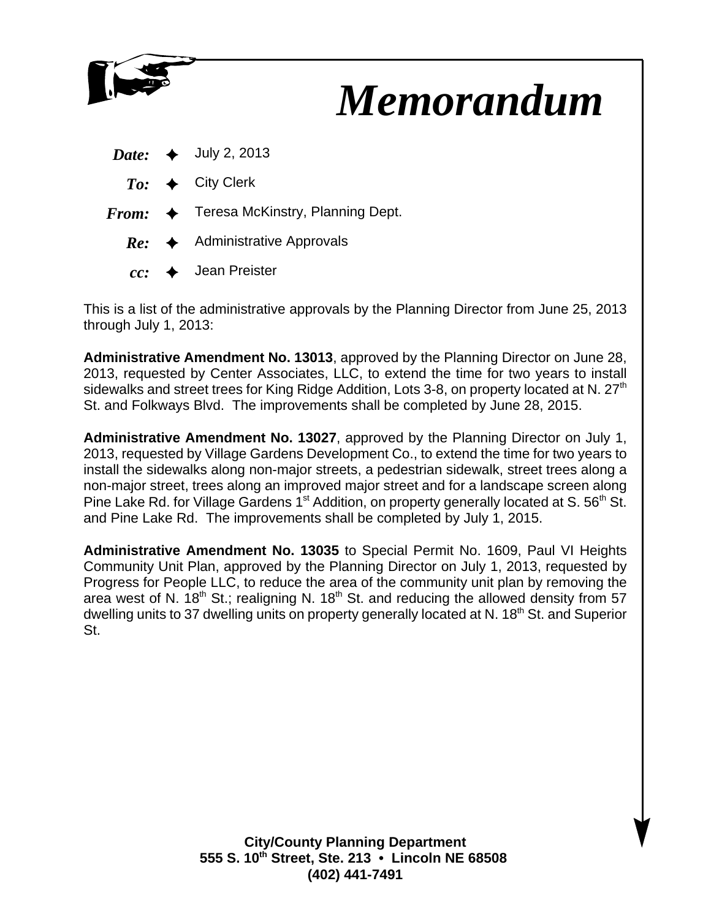# *Memorandum*

***Date:*** ✦ July 2, 2013

***To:*** ✦ City Clerk

***From:*** ✦ Teresa McKinstry, Planning Dept.

***Re:*** ✦ Administrative Approvals

***cc:*** ✦ Jean Preister

This is a list of the administrative approvals by the Planning Director from June 25, 2013 through July 1, 2013:

**Administrative Amendment No. 13013**, approved by the Planning Director on June 28, 2013, requested by Center Associates, LLC, to extend the time for two years to install sidewalks and street trees for King Ridge Addition, Lots 3-8, on property located at N. 27th St. and Folkways Blvd. The improvements shall be completed by June 28, 2015.

**Administrative Amendment No. 13027**, approved by the Planning Director on July 1, 2013, requested by Village Gardens Development Co., to extend the time for two years to install the sidewalks along non-major streets, a pedestrian sidewalk, street trees along a non-major street, trees along an improved major street and for a landscape screen along Pine Lake Rd. for Village Gardens 1st Addition, on property generally located at S. 56th St. and Pine Lake Rd. The improvements shall be completed by July 1, 2015.

**Administrative Amendment No. 13035** to Special Permit No. 1609, Paul VI Heights Community Unit Plan, approved by the Planning Director on July 1, 2013, requested by Progress for People LLC, to reduce the area of the community unit plan by removing the area west of N. 18th St.; realigning N. 18th St. and reducing the allowed density from 57 dwelling units to 37 dwelling units on property generally located at N. 18th St. and Superior St.

**City/County Planning Department**
**555 S. 10th Street, Ste. 213 • Lincoln NE 68508**
**(402) 441-7491**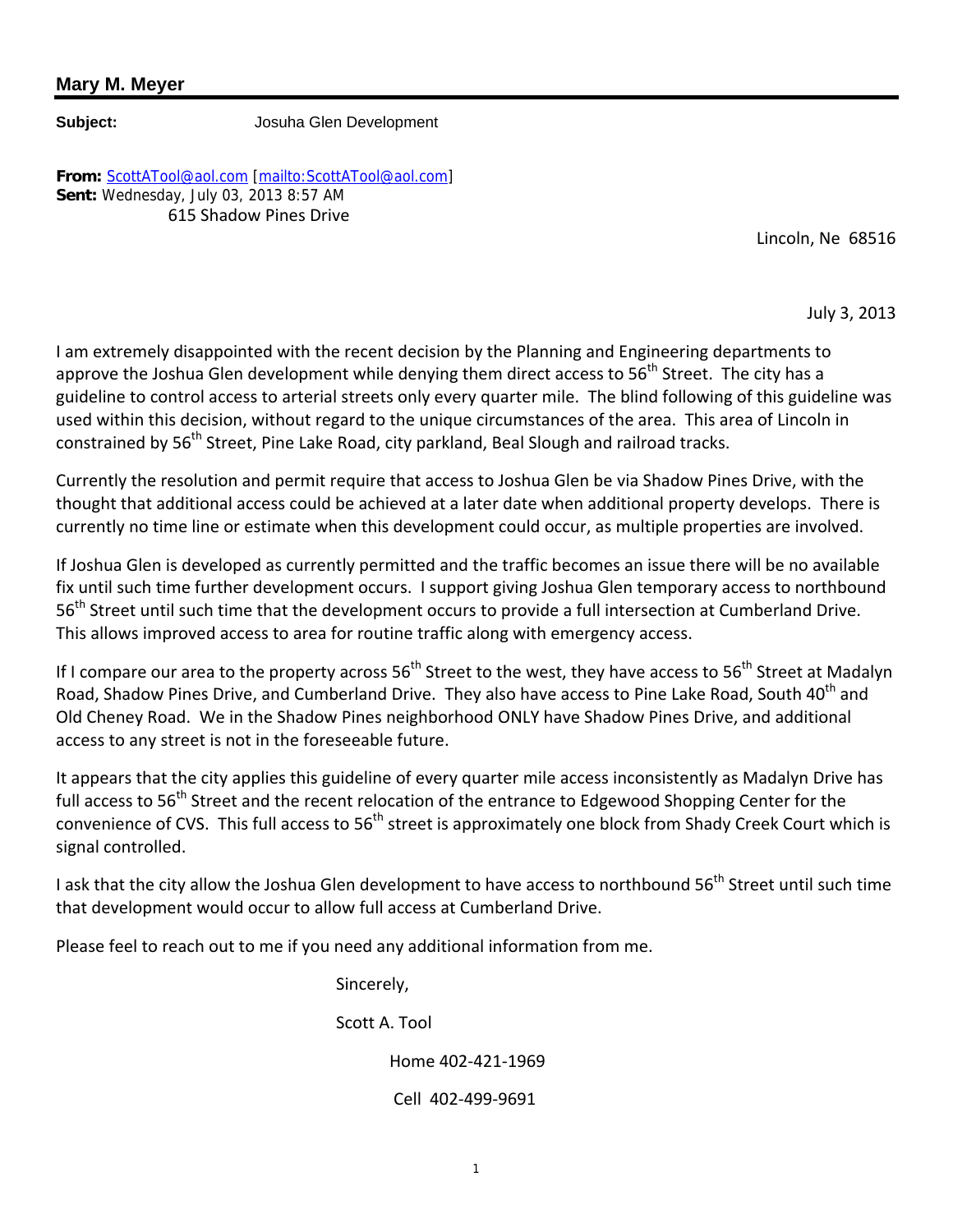**Mary M. Meyer**

**Subject:** Josuha Glen Development

**From:** ScottATool@aol.com [mailto:ScottATool@aol.com]
**Sent:** Wednesday, July 03, 2013 8:57 AM

615 Shadow Pines Drive

Lincoln, Ne 68516

July 3, 2013

I am extremely disappointed with the recent decision by the Planning and Engineering departments to approve the Joshua Glen development while denying them direct access to 56th Street. The city has a guideline to control access to arterial streets only every quarter mile. The blind following of this guideline was used within this decision, without regard to the unique circumstances of the area. This area of Lincoln in constrained by 56th Street, Pine Lake Road, city parkland, Beal Slough and railroad tracks.

Currently the resolution and permit require that access to Joshua Glen be via Shadow Pines Drive, with the thought that additional access could be achieved at a later date when additional property develops. There is currently no time line or estimate when this development could occur, as multiple properties are involved.

If Joshua Glen is developed as currently permitted and the traffic becomes an issue there will be no available fix until such time further development occurs. I support giving Joshua Glen temporary access to northbound 56th Street until such time that the development occurs to provide a full intersection at Cumberland Drive. This allows improved access to area for routine traffic along with emergency access.

If I compare our area to the property across 56th Street to the west, they have access to 56th Street at Madalyn Road, Shadow Pines Drive, and Cumberland Drive. They also have access to Pine Lake Road, South 40th and Old Cheney Road. We in the Shadow Pines neighborhood ONLY have Shadow Pines Drive, and additional access to any street is not in the foreseeable future.

It appears that the city applies this guideline of every quarter mile access inconsistently as Madalyn Drive has full access to 56th Street and the recent relocation of the entrance to Edgewood Shopping Center for the convenience of CVS. This full access to 56th street is approximately one block from Shady Creek Court which is signal controlled.

I ask that the city allow the Joshua Glen development to have access to northbound 56th Street until such time that development would occur to allow full access at Cumberland Drive.

Please feel to reach out to me if you need any additional information from me.

Sincerely,

Scott A. Tool

Home 402-421-1969

Cell 402-499-9691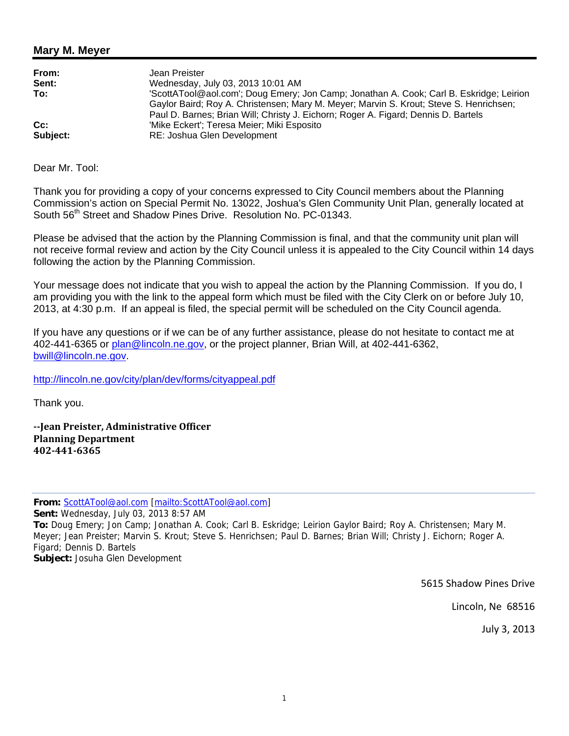**Mary M. Meyer**

| | |
|---|---|
| **From:** | Jean Preister |
| **Sent:** | Wednesday, July 03, 2013 10:01 AM |
| **To:** | 'ScottATool@aol.com'; Doug Emery; Jon Camp; Jonathan A. Cook; Carl B. Eskridge; Leirion Gaylor Baird; Roy A. Christensen; Mary M. Meyer; Marvin S. Krout; Steve S. Henrichsen; Paul D. Barnes; Brian Will; Christy J. Eichorn; Roger A. Figard; Dennis D. Bartels |
| **Cc:** | 'Mike Eckert'; Teresa Meier; Miki Esposito |
| **Subject:** | RE: Joshua Glen Development |

Dear Mr. Tool:

Thank you for providing a copy of your concerns expressed to City Council members about the Planning Commission's action on Special Permit No. 13022, Joshua's Glen Community Unit Plan, generally located at South 56th Street and Shadow Pines Drive. Resolution No. PC-01343.

Please be advised that the action by the Planning Commission is final, and that the community unit plan will not receive formal review and action by the City Council unless it is appealed to the City Council within 14 days following the action by the Planning Commission.

Your message does not indicate that you wish to appeal the action by the Planning Commission. If you do, I am providing you with the link to the appeal form which must be filed with the City Clerk on or before July 10, 2013, at 4:30 p.m. If an appeal is filed, the special permit will be scheduled on the City Council agenda.

If you have any questions or if we can be of any further assistance, please do not hesitate to contact me at 402-441-6365 or plan@lincoln.ne.gov, or the project planner, Brian Will, at 402-441-6362, bwill@lincoln.ne.gov.

http://lincoln.ne.gov/city/plan/dev/forms/cityappeal.pdf

Thank you.

**--Jean Preister, Administrative Officer**
**Planning Department**
**402-441-6365**

---

**From:** ScottATool@aol.com [mailto:ScottATool@aol.com]
**Sent:** Wednesday, July 03, 2013 8:57 AM
**To:** Doug Emery; Jon Camp; Jonathan A. Cook; Carl B. Eskridge; Leirion Gaylor Baird; Roy A. Christensen; Mary M. Meyer; Jean Preister; Marvin S. Krout; Steve S. Henrichsen; Paul D. Barnes; Brian Will; Christy J. Eichorn; Roger A. Figard; Dennis D. Bartels
**Subject:** Josuha Glen Development

5615 Shadow Pines Drive

Lincoln, Ne 68516

July 3, 2013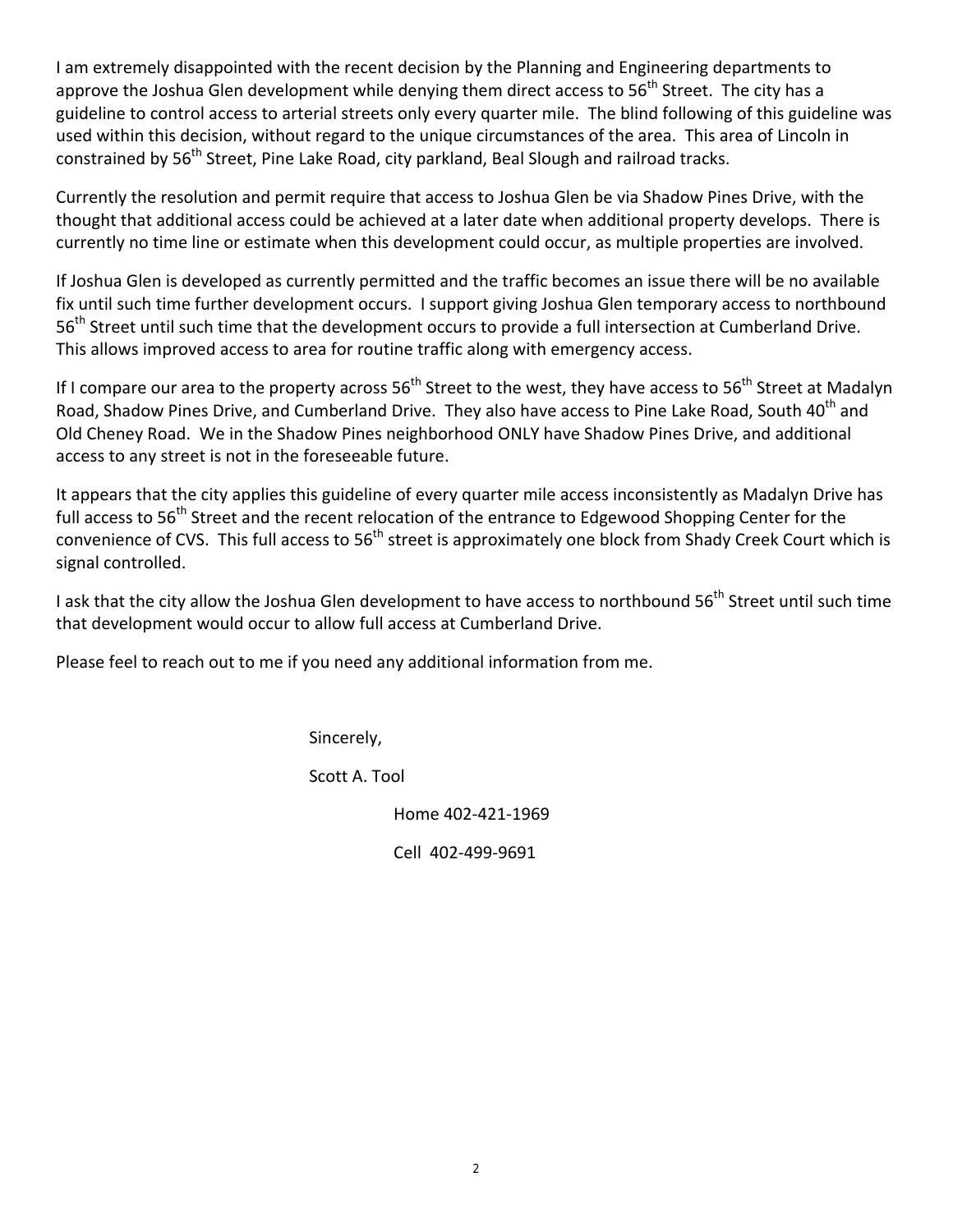I am extremely disappointed with the recent decision by the Planning and Engineering departments to approve the Joshua Glen development while denying them direct access to 56th Street. The city has a guideline to control access to arterial streets only every quarter mile. The blind following of this guideline was used within this decision, without regard to the unique circumstances of the area. This area of Lincoln in constrained by 56th Street, Pine Lake Road, city parkland, Beal Slough and railroad tracks.

Currently the resolution and permit require that access to Joshua Glen be via Shadow Pines Drive, with the thought that additional access could be achieved at a later date when additional property develops. There is currently no time line or estimate when this development could occur, as multiple properties are involved.

If Joshua Glen is developed as currently permitted and the traffic becomes an issue there will be no available fix until such time further development occurs. I support giving Joshua Glen temporary access to northbound 56th Street until such time that the development occurs to provide a full intersection at Cumberland Drive. This allows improved access to area for routine traffic along with emergency access.

If I compare our area to the property across 56th Street to the west, they have access to 56th Street at Madalyn Road, Shadow Pines Drive, and Cumberland Drive. They also have access to Pine Lake Road, South 40th and Old Cheney Road. We in the Shadow Pines neighborhood ONLY have Shadow Pines Drive, and additional access to any street is not in the foreseeable future.

It appears that the city applies this guideline of every quarter mile access inconsistently as Madalyn Drive has full access to 56th Street and the recent relocation of the entrance to Edgewood Shopping Center for the convenience of CVS. This full access to 56th street is approximately one block from Shady Creek Court which is signal controlled.

I ask that the city allow the Joshua Glen development to have access to northbound 56th Street until such time that development would occur to allow full access at Cumberland Drive.

Please feel to reach out to me if you need any additional information from me.

Sincerely,

Scott A. Tool

Home 402-421-1969

Cell 402-499-9691